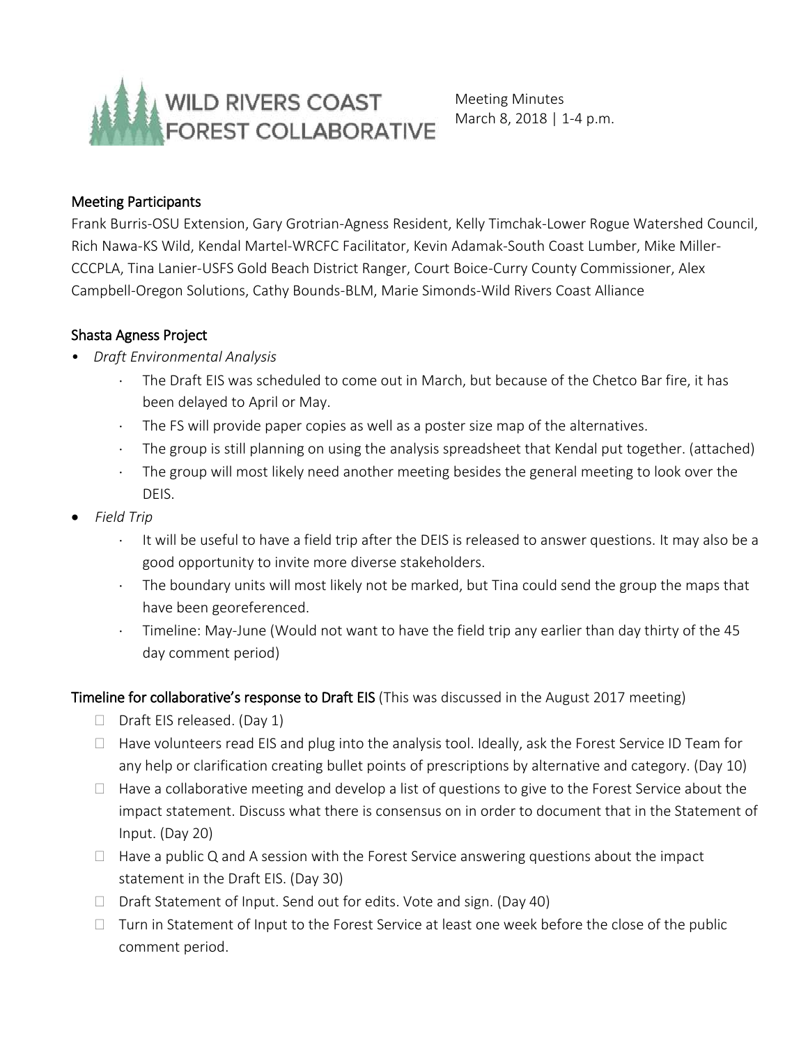# WILD RIVERS COAST FOREST COLLABORATIVE

Meeting Minutes
March 8, 2018 | 1-4 p.m.

## Meeting Participants

Frank Burris-OSU Extension, Gary Grotrian-Agness Resident, Kelly Timchak-Lower Rogue Watershed Council, Rich Nawa-KS Wild, Kendal Martel-WRCFC Facilitator, Kevin Adamak-South Coast Lumber, Mike Miller-CCCPLA, Tina Lanier-USFS Gold Beach District Ranger, Court Boice-Curry County Commissioner, Alex Campbell-Oregon Solutions, Cathy Bounds-BLM, Marie Simonds-Wild Rivers Coast Alliance

## Shasta Agness Project

- *Draft Environmental Analysis*
  - The Draft EIS was scheduled to come out in March, but because of the Chetco Bar fire, it has been delayed to April or May.
  - The FS will provide paper copies as well as a poster size map of the alternatives.
  - The group is still planning on using the analysis spreadsheet that Kendal put together. (attached)
  - The group will most likely need another meeting besides the general meeting to look over the DEIS.
- *Field Trip*
  - It will be useful to have a field trip after the DEIS is released to answer questions. It may also be a good opportunity to invite more diverse stakeholders.
  - The boundary units will most likely not be marked, but Tina could send the group the maps that have been georeferenced.
  - Timeline: May-June (Would not want to have the field trip any earlier than day thirty of the 45 day comment period)

## Timeline for collaborative's response to Draft EIS (This was discussed in the August 2017 meeting)

- [ ] Draft EIS released. (Day 1)
- [ ] Have volunteers read EIS and plug into the analysis tool. Ideally, ask the Forest Service ID Team for any help or clarification creating bullet points of prescriptions by alternative and category. (Day 10)
- [ ] Have a collaborative meeting and develop a list of questions to give to the Forest Service about the impact statement. Discuss what there is consensus on in order to document that in the Statement of Input. (Day 20)
- [ ] Have a public Q and A session with the Forest Service answering questions about the impact statement in the Draft EIS. (Day 30)
- [ ] Draft Statement of Input. Send out for edits. Vote and sign. (Day 40)
- [ ] Turn in Statement of Input to the Forest Service at least one week before the close of the public comment period.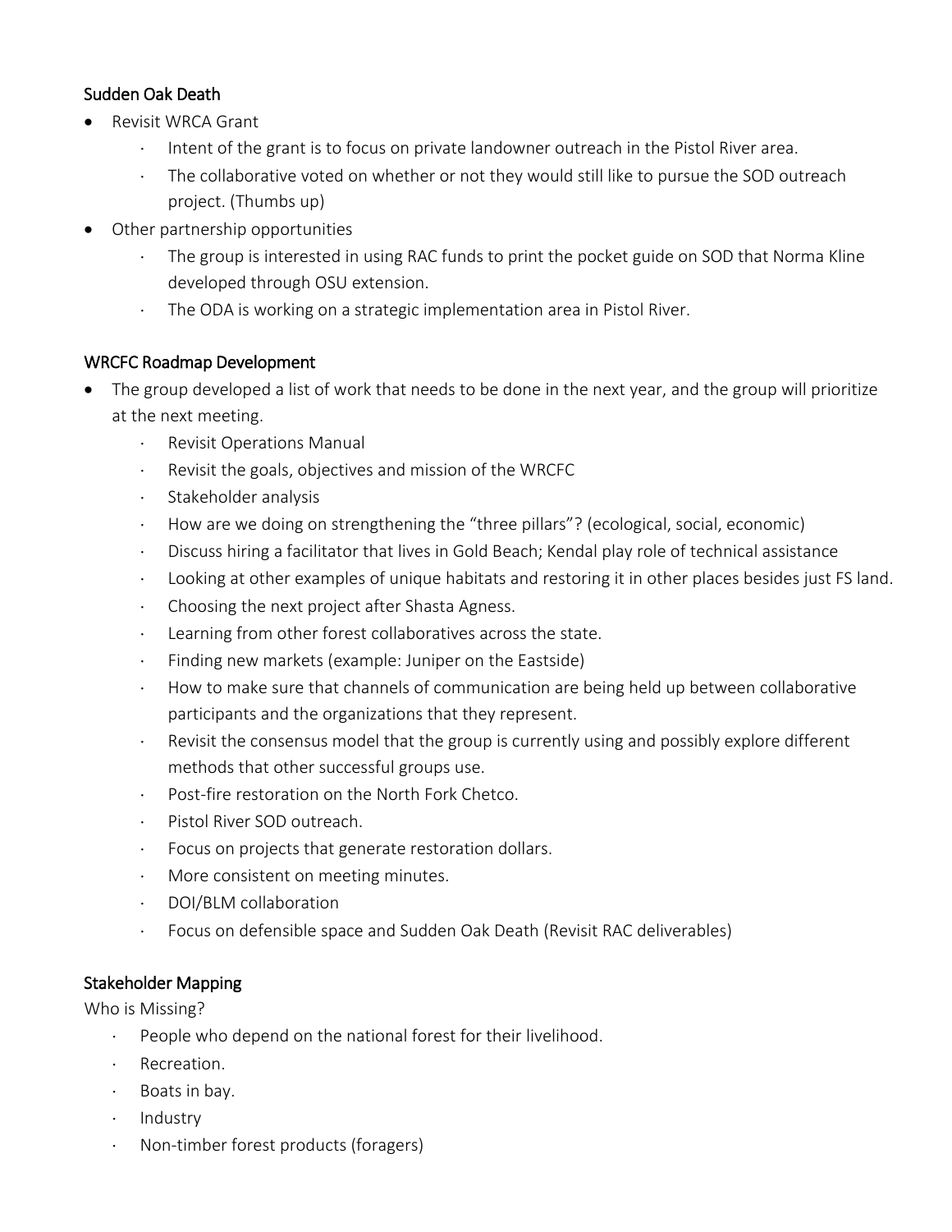## Sudden Oak Death

- Revisit WRCA Grant
  - Intent of the grant is to focus on private landowner outreach in the Pistol River area.
  - The collaborative voted on whether or not they would still like to pursue the SOD outreach project. (Thumbs up)
- Other partnership opportunities
  - The group is interested in using RAC funds to print the pocket guide on SOD that Norma Kline developed through OSU extension.
  - The ODA is working on a strategic implementation area in Pistol River.

## WRCFC Roadmap Development

- The group developed a list of work that needs to be done in the next year, and the group will prioritize at the next meeting.
  - Revisit Operations Manual
  - Revisit the goals, objectives and mission of the WRCFC
  - Stakeholder analysis
  - How are we doing on strengthening the "three pillars"? (ecological, social, economic)
  - Discuss hiring a facilitator that lives in Gold Beach; Kendal play role of technical assistance
  - Looking at other examples of unique habitats and restoring it in other places besides just FS land.
  - Choosing the next project after Shasta Agness.
  - Learning from other forest collaboratives across the state.
  - Finding new markets (example: Juniper on the Eastside)
  - How to make sure that channels of communication are being held up between collaborative participants and the organizations that they represent.
  - Revisit the consensus model that the group is currently using and possibly explore different methods that other successful groups use.
  - Post-fire restoration on the North Fork Chetco.
  - Pistol River SOD outreach.
  - Focus on projects that generate restoration dollars.
  - More consistent on meeting minutes.
  - DOI/BLM collaboration
  - Focus on defensible space and Sudden Oak Death (Revisit RAC deliverables)

## Stakeholder Mapping

Who is Missing?

- People who depend on the national forest for their livelihood.
- Recreation.
- Boats in bay.
- Industry
- Non-timber forest products (foragers)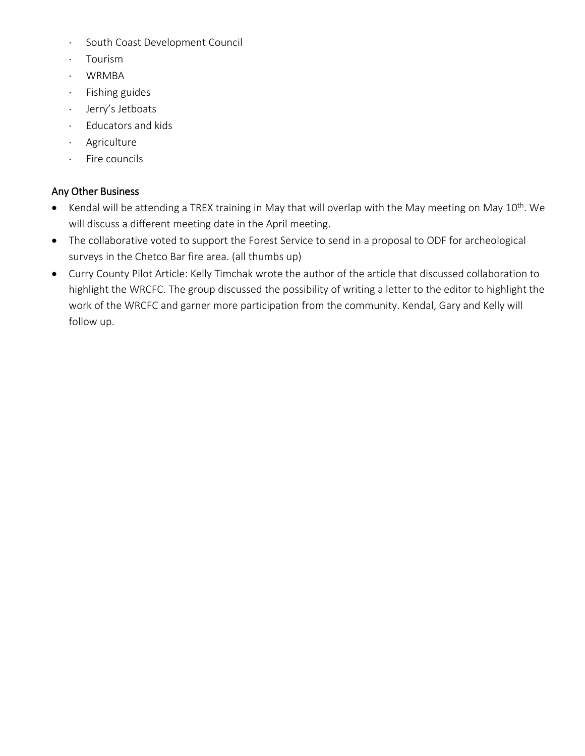- South Coast Development Council
- Tourism
- WRMBA
- Fishing guides
- Jerry's Jetboats
- Educators and kids
- Agriculture
- Fire councils

## Any Other Business

- Kendal will be attending a TREX training in May that will overlap with the May meeting on May 10th. We will discuss a different meeting date in the April meeting.
- The collaborative voted to support the Forest Service to send in a proposal to ODF for archeological surveys in the Chetco Bar fire area. (all thumbs up)
- Curry County Pilot Article: Kelly Timchak wrote the author of the article that discussed collaboration to highlight the WRCFC. The group discussed the possibility of writing a letter to the editor to highlight the work of the WRCFC and garner more participation from the community. Kendal, Gary and Kelly will follow up.